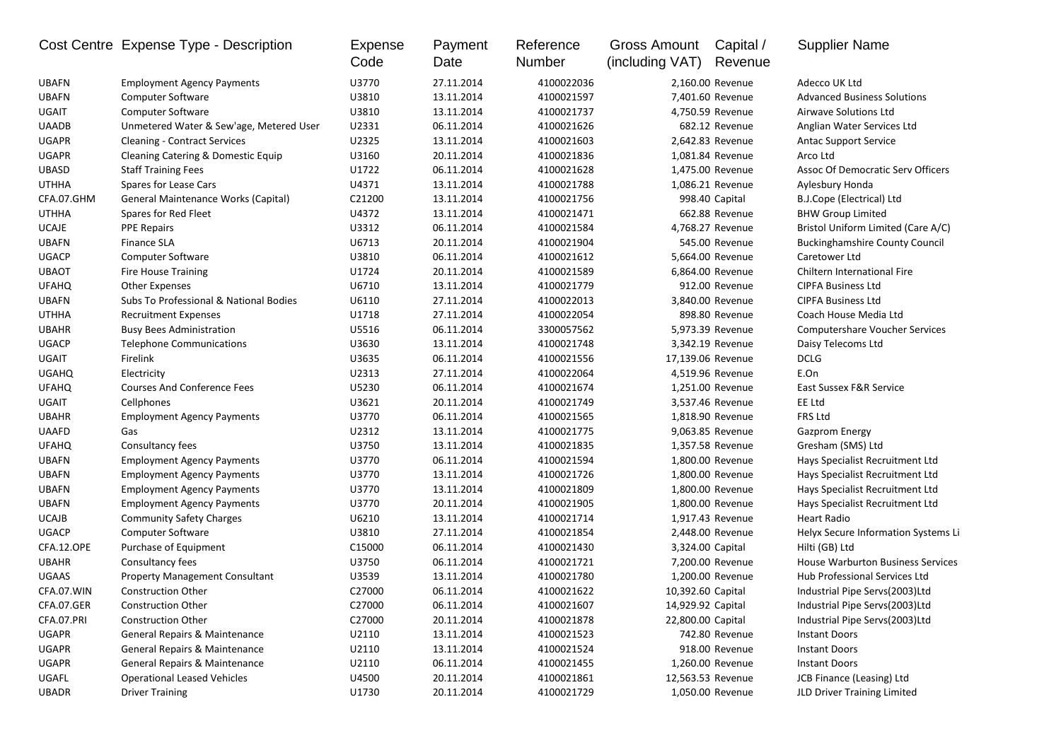| Cost Centre | Expense Type - Description | Expense Code | Payment Date | Reference Number | Gross Amount (including VAT) | Capital / Revenue | Supplier Name |
|---|---|---|---|---|---|---|---|
| UBAFN | Employment Agency Payments | U3770 | 27.11.2014 | 4100022036 | 2,160.00 | Revenue | Adecco UK Ltd |
| UBAFN | Computer Software | U3810 | 13.11.2014 | 4100021597 | 7,401.60 | Revenue | Advanced Business Solutions |
| UGAIT | Computer Software | U3810 | 13.11.2014 | 4100021737 | 4,750.59 | Revenue | Airwave Solutions Ltd |
| UAADB | Unmetered Water & Sew'age, Metered User | U2331 | 06.11.2014 | 4100021626 | 682.12 | Revenue | Anglian Water Services Ltd |
| UGAPR | Cleaning - Contract Services | U2325 | 13.11.2014 | 4100021603 | 2,642.83 | Revenue | Antac Support Service |
| UGAPR | Cleaning Catering & Domestic Equip | U3160 | 20.11.2014 | 4100021836 | 1,081.84 | Revenue | Arco Ltd |
| UBASD | Staff Training Fees | U1722 | 06.11.2014 | 4100021628 | 1,475.00 | Revenue | Assoc Of Democratic Serv Officers |
| UTHHA | Spares for Lease Cars | U4371 | 13.11.2014 | 4100021788 | 1,086.21 | Revenue | Aylesbury Honda |
| CFA.07.GHM | General Maintenance Works (Capital) | C21200 | 13.11.2014 | 4100021756 | 998.40 | Capital | B.J.Cope (Electrical) Ltd |
| UTHHA | Spares for Red Fleet | U4372 | 13.11.2014 | 4100021471 | 662.88 | Revenue | BHW Group Limited |
| UCAJE | PPE Repairs | U3312 | 06.11.2014 | 4100021584 | 4,768.27 | Revenue | Bristol Uniform Limited (Care A/C) |
| UBAFN | Finance SLA | U6713 | 20.11.2014 | 4100021904 | 545.00 | Revenue | Buckinghamshire County Council |
| UGACP | Computer Software | U3810 | 06.11.2014 | 4100021612 | 5,664.00 | Revenue | Caretower Ltd |
| UBAOT | Fire House Training | U1724 | 20.11.2014 | 4100021589 | 6,864.00 | Revenue | Chiltern International Fire |
| UFAHQ | Other Expenses | U6710 | 13.11.2014 | 4100021779 | 912.00 | Revenue | CIPFA Business Ltd |
| UBAFN | Subs To Professional & National Bodies | U6110 | 27.11.2014 | 4100022013 | 3,840.00 | Revenue | CIPFA Business Ltd |
| UTHHA | Recruitment Expenses | U1718 | 27.11.2014 | 4100022054 | 898.80 | Revenue | Coach House Media Ltd |
| UBAHR | Busy Bees Administration | U5516 | 06.11.2014 | 3300057562 | 5,973.39 | Revenue | Computershare Voucher Services |
| UGACP | Telephone Communications | U3630 | 13.11.2014 | 4100021748 | 3,342.19 | Revenue | Daisy Telecoms Ltd |
| UGAIT | Firelink | U3635 | 06.11.2014 | 4100021556 | 17,139.06 | Revenue | DCLG |
| UGAHQ | Electricity | U2313 | 27.11.2014 | 4100022064 | 4,519.96 | Revenue | E.On |
| UFAHQ | Courses And Conference Fees | U5230 | 06.11.2014 | 4100021674 | 1,251.00 | Revenue | East Sussex F&R Service |
| UGAIT | Cellphones | U3621 | 20.11.2014 | 4100021749 | 3,537.46 | Revenue | EE Ltd |
| UBAHR | Employment Agency Payments | U3770 | 06.11.2014 | 4100021565 | 1,818.90 | Revenue | FRS Ltd |
| UAAFD | Gas | U2312 | 13.11.2014 | 4100021775 | 9,063.85 | Revenue | Gazprom Energy |
| UFAHQ | Consultancy fees | U3750 | 13.11.2014 | 4100021835 | 1,357.58 | Revenue | Gresham (SMS) Ltd |
| UBAFN | Employment Agency Payments | U3770 | 06.11.2014 | 4100021594 | 1,800.00 | Revenue | Hays Specialist Recruitment Ltd |
| UBAFN | Employment Agency Payments | U3770 | 13.11.2014 | 4100021726 | 1,800.00 | Revenue | Hays Specialist Recruitment Ltd |
| UBAFN | Employment Agency Payments | U3770 | 13.11.2014 | 4100021809 | 1,800.00 | Revenue | Hays Specialist Recruitment Ltd |
| UBAFN | Employment Agency Payments | U3770 | 20.11.2014 | 4100021905 | 1,800.00 | Revenue | Hays Specialist Recruitment Ltd |
| UCAJB | Community Safety Charges | U6210 | 13.11.2014 | 4100021714 | 1,917.43 | Revenue | Heart Radio |
| UGACP | Computer Software | U3810 | 27.11.2014 | 4100021854 | 2,448.00 | Revenue | Helyx Secure Information Systems Li |
| CFA.12.OPE | Purchase of Equipment | C15000 | 06.11.2014 | 4100021430 | 3,324.00 | Capital | Hilti (GB) Ltd |
| UBAHR | Consultancy fees | U3750 | 06.11.2014 | 4100021721 | 7,200.00 | Revenue | House Warburton Business Services |
| UGAAS | Property Management Consultant | U3539 | 13.11.2014 | 4100021780 | 1,200.00 | Revenue | Hub Professional Services Ltd |
| CFA.07.WIN | Construction Other | C27000 | 06.11.2014 | 4100021622 | 10,392.60 | Capital | Industrial Pipe Servs(2003)Ltd |
| CFA.07.GER | Construction Other | C27000 | 06.11.2014 | 4100021607 | 14,929.92 | Capital | Industrial Pipe Servs(2003)Ltd |
| CFA.07.PRI | Construction Other | C27000 | 20.11.2014 | 4100021878 | 22,800.00 | Capital | Industrial Pipe Servs(2003)Ltd |
| UGAPR | General Repairs & Maintenance | U2110 | 13.11.2014 | 4100021523 | 742.80 | Revenue | Instant Doors |
| UGAPR | General Repairs & Maintenance | U2110 | 13.11.2014 | 4100021524 | 918.00 | Revenue | Instant Doors |
| UGAPR | General Repairs & Maintenance | U2110 | 06.11.2014 | 4100021455 | 1,260.00 | Revenue | Instant Doors |
| UGAFL | Operational Leased Vehicles | U4500 | 20.11.2014 | 4100021861 | 12,563.53 | Revenue | JCB Finance (Leasing) Ltd |
| UBADR | Driver Training | U1730 | 20.11.2014 | 4100021729 | 1,050.00 | Revenue | JLD Driver Training Limited |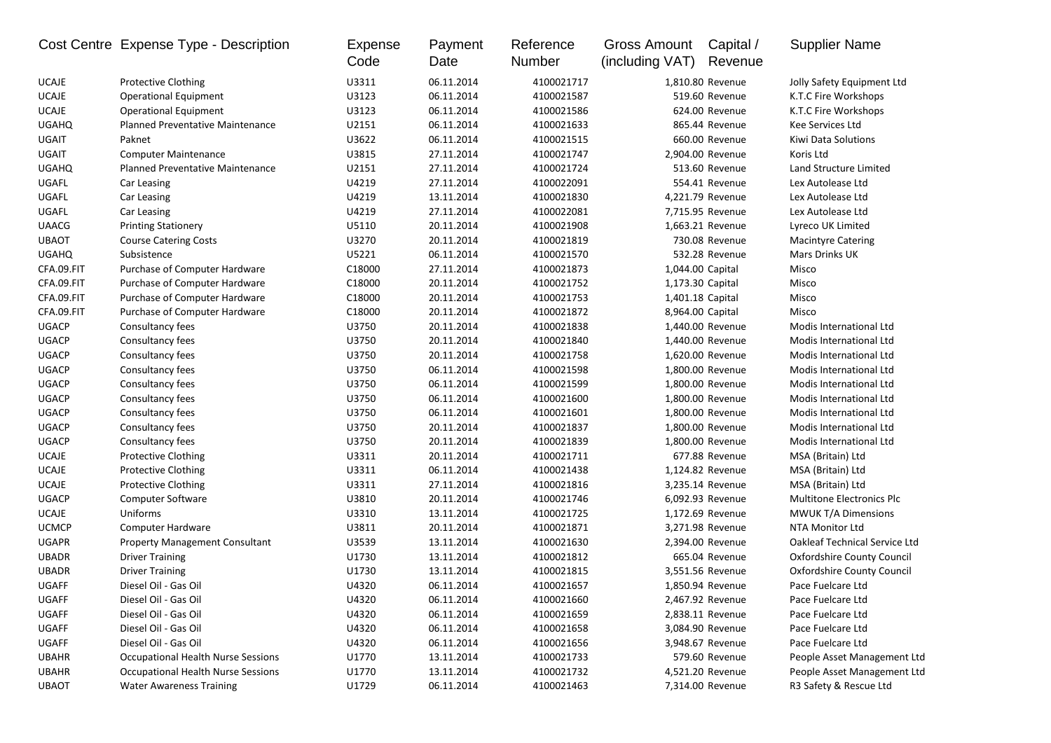| Cost Centre | Expense Type - Description | Expense Code | Payment Date | Reference Number | Gross Amount (including VAT) | Capital / Revenue | Supplier Name |
|---|---|---|---|---|---|---|---|
| UCAJE | Protective Clothing | U3311 | 06.11.2014 | 4100021717 | 1,810.80 | Revenue | Jolly Safety Equipment Ltd |
| UCAJE | Operational Equipment | U3123 | 06.11.2014 | 4100021587 | 519.60 | Revenue | K.T.C Fire Workshops |
| UCAJE | Operational Equipment | U3123 | 06.11.2014 | 4100021586 | 624.00 | Revenue | K.T.C Fire Workshops |
| UGAHQ | Planned Preventative Maintenance | U2151 | 06.11.2014 | 4100021633 | 865.44 | Revenue | Kee Services Ltd |
| UGAIT | Paknet | U3622 | 06.11.2014 | 4100021515 | 660.00 | Revenue | Kiwi Data Solutions |
| UGAIT | Computer Maintenance | U3815 | 27.11.2014 | 4100021747 | 2,904.00 | Revenue | Koris Ltd |
| UGAHQ | Planned Preventative Maintenance | U2151 | 27.11.2014 | 4100021724 | 513.60 | Revenue | Land Structure Limited |
| UGAFL | Car Leasing | U4219 | 27.11.2014 | 4100022091 | 554.41 | Revenue | Lex Autolease Ltd |
| UGAFL | Car Leasing | U4219 | 13.11.2014 | 4100021830 | 4,221.79 | Revenue | Lex Autolease Ltd |
| UGAFL | Car Leasing | U4219 | 27.11.2014 | 4100022081 | 7,715.95 | Revenue | Lex Autolease Ltd |
| UAACG | Printing Stationery | U5110 | 20.11.2014 | 4100021908 | 1,663.21 | Revenue | Lyreco UK Limited |
| UBAOT | Course Catering Costs | U3270 | 20.11.2014 | 4100021819 | 730.08 | Revenue | Macintyre Catering |
| UGAHQ | Subsistence | U5221 | 06.11.2014 | 4100021570 | 532.28 | Revenue | Mars Drinks UK |
| CFA.09.FIT | Purchase of Computer Hardware | C18000 | 27.11.2014 | 4100021873 | 1,044.00 | Capital | Misco |
| CFA.09.FIT | Purchase of Computer Hardware | C18000 | 20.11.2014 | 4100021752 | 1,173.30 | Capital | Misco |
| CFA.09.FIT | Purchase of Computer Hardware | C18000 | 20.11.2014 | 4100021753 | 1,401.18 | Capital | Misco |
| CFA.09.FIT | Purchase of Computer Hardware | C18000 | 20.11.2014 | 4100021872 | 8,964.00 | Capital | Misco |
| UGACP | Consultancy fees | U3750 | 20.11.2014 | 4100021838 | 1,440.00 | Revenue | Modis International Ltd |
| UGACP | Consultancy fees | U3750 | 20.11.2014 | 4100021840 | 1,440.00 | Revenue | Modis International Ltd |
| UGACP | Consultancy fees | U3750 | 20.11.2014 | 4100021758 | 1,620.00 | Revenue | Modis International Ltd |
| UGACP | Consultancy fees | U3750 | 06.11.2014 | 4100021598 | 1,800.00 | Revenue | Modis International Ltd |
| UGACP | Consultancy fees | U3750 | 06.11.2014 | 4100021599 | 1,800.00 | Revenue | Modis International Ltd |
| UGACP | Consultancy fees | U3750 | 06.11.2014 | 4100021600 | 1,800.00 | Revenue | Modis International Ltd |
| UGACP | Consultancy fees | U3750 | 06.11.2014 | 4100021601 | 1,800.00 | Revenue | Modis International Ltd |
| UGACP | Consultancy fees | U3750 | 20.11.2014 | 4100021837 | 1,800.00 | Revenue | Modis International Ltd |
| UGACP | Consultancy fees | U3750 | 20.11.2014 | 4100021839 | 1,800.00 | Revenue | Modis International Ltd |
| UCAJE | Protective Clothing | U3311 | 20.11.2014 | 4100021711 | 677.88 | Revenue | MSA (Britain) Ltd |
| UCAJE | Protective Clothing | U3311 | 06.11.2014 | 4100021438 | 1,124.82 | Revenue | MSA (Britain) Ltd |
| UCAJE | Protective Clothing | U3311 | 27.11.2014 | 4100021816 | 3,235.14 | Revenue | MSA (Britain) Ltd |
| UGACP | Computer Software | U3810 | 20.11.2014 | 4100021746 | 6,092.93 | Revenue | Multitone Electronics Plc |
| UCAJE | Uniforms | U3310 | 13.11.2014 | 4100021725 | 1,172.69 | Revenue | MWUK T/A Dimensions |
| UCMCP | Computer Hardware | U3811 | 20.11.2014 | 4100021871 | 3,271.98 | Revenue | NTA Monitor Ltd |
| UGAPR | Property Management Consultant | U3539 | 13.11.2014 | 4100021630 | 2,394.00 | Revenue | Oakleaf Technical Service Ltd |
| UBADR | Driver Training | U1730 | 13.11.2014 | 4100021812 | 665.04 | Revenue | Oxfordshire County Council |
| UBADR | Driver Training | U1730 | 13.11.2014 | 4100021815 | 3,551.56 | Revenue | Oxfordshire County Council |
| UGAFF | Diesel Oil - Gas Oil | U4320 | 06.11.2014 | 4100021657 | 1,850.94 | Revenue | Pace Fuelcare Ltd |
| UGAFF | Diesel Oil - Gas Oil | U4320 | 06.11.2014 | 4100021660 | 2,467.92 | Revenue | Pace Fuelcare Ltd |
| UGAFF | Diesel Oil - Gas Oil | U4320 | 06.11.2014 | 4100021659 | 2,838.11 | Revenue | Pace Fuelcare Ltd |
| UGAFF | Diesel Oil - Gas Oil | U4320 | 06.11.2014 | 4100021658 | 3,084.90 | Revenue | Pace Fuelcare Ltd |
| UGAFF | Diesel Oil - Gas Oil | U4320 | 06.11.2014 | 4100021656 | 3,948.67 | Revenue | Pace Fuelcare Ltd |
| UBAHR | Occupational Health Nurse Sessions | U1770 | 13.11.2014 | 4100021733 | 579.60 | Revenue | People Asset Management Ltd |
| UBAHR | Occupational Health Nurse Sessions | U1770 | 13.11.2014 | 4100021732 | 4,521.20 | Revenue | People Asset Management Ltd |
| UBAOT | Water Awareness Training | U1729 | 06.11.2014 | 4100021463 | 7,314.00 | Revenue | R3 Safety & Rescue Ltd |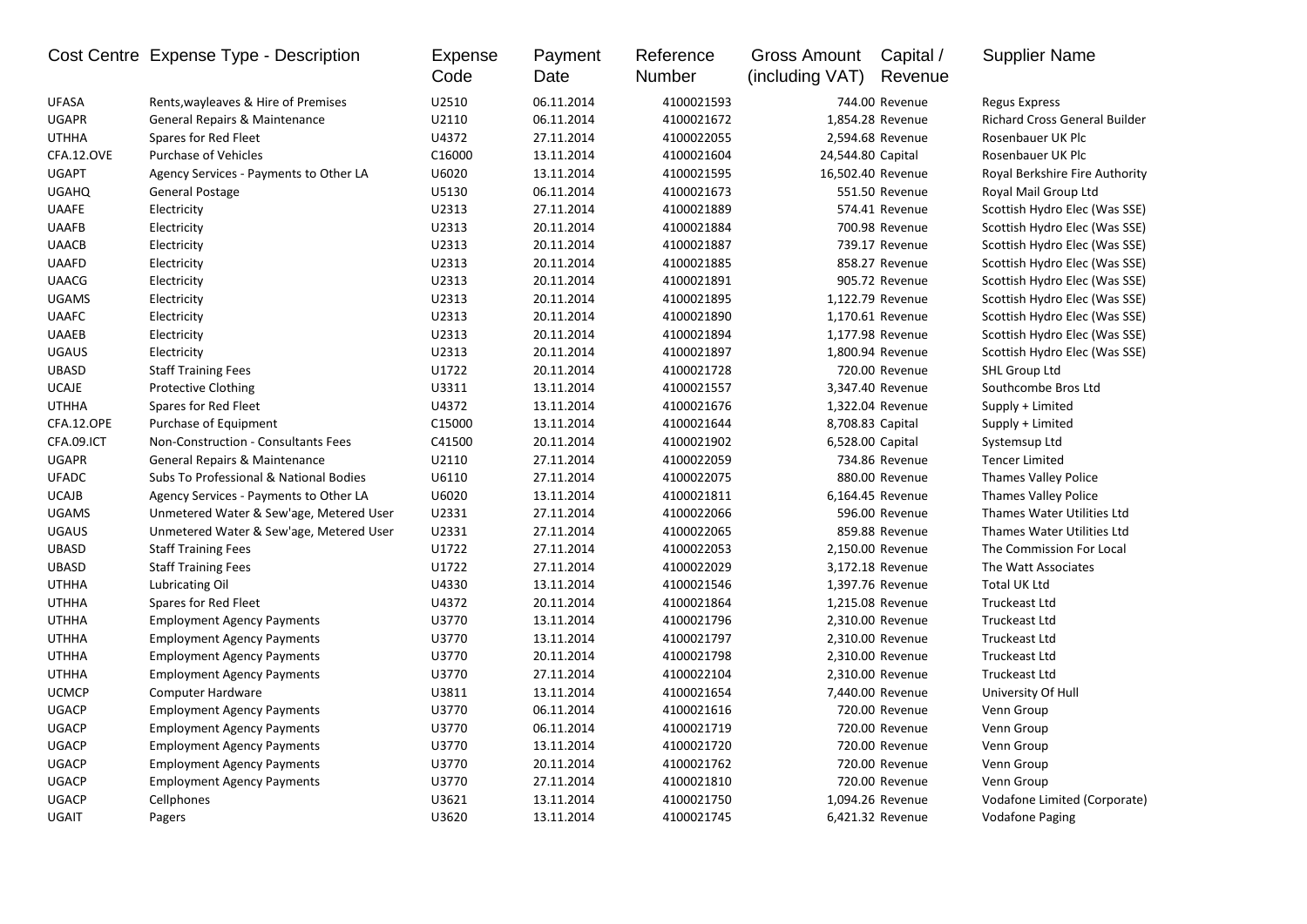| Cost Centre | Expense Type - Description | Expense Code | Payment Date | Reference Number | Gross Amount (including VAT) | Capital / Revenue | Supplier Name |
|---|---|---|---|---|---|---|---|
| UFASA | Rents,wayleaves & Hire of Premises | U2510 | 06.11.2014 | 4100021593 | 744.00 | Revenue | Regus Express |
| UGAPR | General Repairs & Maintenance | U2110 | 06.11.2014 | 4100021672 | 1,854.28 | Revenue | Richard Cross General Builder |
| UTHHA | Spares for Red Fleet | U4372 | 27.11.2014 | 4100022055 | 2,594.68 | Revenue | Rosenbauer UK Plc |
| CFA.12.OVE | Purchase of Vehicles | C16000 | 13.11.2014 | 4100021604 | 24,544.80 | Capital | Rosenbauer UK Plc |
| UGAPT | Agency Services - Payments to Other LA | U6020 | 13.11.2014 | 4100021595 | 16,502.40 | Revenue | Royal Berkshire Fire Authority |
| UGAHQ | General Postage | U5130 | 06.11.2014 | 4100021673 | 551.50 | Revenue | Royal Mail Group Ltd |
| UAAFE | Electricity | U2313 | 27.11.2014 | 4100021889 | 574.41 | Revenue | Scottish Hydro Elec (Was SSE) |
| UAAFB | Electricity | U2313 | 20.11.2014 | 4100021884 | 700.98 | Revenue | Scottish Hydro Elec (Was SSE) |
| UAACB | Electricity | U2313 | 20.11.2014 | 4100021887 | 739.17 | Revenue | Scottish Hydro Elec (Was SSE) |
| UAAFD | Electricity | U2313 | 20.11.2014 | 4100021885 | 858.27 | Revenue | Scottish Hydro Elec (Was SSE) |
| UAACG | Electricity | U2313 | 20.11.2014 | 4100021891 | 905.72 | Revenue | Scottish Hydro Elec (Was SSE) |
| UGAMS | Electricity | U2313 | 20.11.2014 | 4100021895 | 1,122.79 | Revenue | Scottish Hydro Elec (Was SSE) |
| UAAFC | Electricity | U2313 | 20.11.2014 | 4100021890 | 1,170.61 | Revenue | Scottish Hydro Elec (Was SSE) |
| UAAEB | Electricity | U2313 | 20.11.2014 | 4100021894 | 1,177.98 | Revenue | Scottish Hydro Elec (Was SSE) |
| UGAUS | Electricity | U2313 | 20.11.2014 | 4100021897 | 1,800.94 | Revenue | Scottish Hydro Elec (Was SSE) |
| UBASD | Staff Training Fees | U1722 | 20.11.2014 | 4100021728 | 720.00 | Revenue | SHL Group Ltd |
| UCAJE | Protective Clothing | U3311 | 13.11.2014 | 4100021557 | 3,347.40 | Revenue | Southcombe Bros Ltd |
| UTHHA | Spares for Red Fleet | U4372 | 13.11.2014 | 4100021676 | 1,322.04 | Revenue | Supply + Limited |
| CFA.12.OPE | Purchase of Equipment | C15000 | 13.11.2014 | 4100021644 | 8,708.83 | Capital | Supply + Limited |
| CFA.09.ICT | Non-Construction - Consultants Fees | C41500 | 20.11.2014 | 4100021902 | 6,528.00 | Capital | Systemsup Ltd |
| UGAPR | General Repairs & Maintenance | U2110 | 27.11.2014 | 4100022059 | 734.86 | Revenue | Tencer Limited |
| UFADC | Subs To Professional & National Bodies | U6110 | 27.11.2014 | 4100022075 | 880.00 | Revenue | Thames Valley Police |
| UCAJB | Agency Services - Payments to Other LA | U6020 | 13.11.2014 | 4100021811 | 6,164.45 | Revenue | Thames Valley Police |
| UGAMS | Unmetered Water & Sew'age, Metered User | U2331 | 27.11.2014 | 4100022066 | 596.00 | Revenue | Thames Water Utilities Ltd |
| UGAUS | Unmetered Water & Sew'age, Metered User | U2331 | 27.11.2014 | 4100022065 | 859.88 | Revenue | Thames Water Utilities Ltd |
| UBASD | Staff Training Fees | U1722 | 27.11.2014 | 4100022053 | 2,150.00 | Revenue | The Commission For Local |
| UBASD | Staff Training Fees | U1722 | 27.11.2014 | 4100022029 | 3,172.18 | Revenue | The Watt Associates |
| UTHHA | Lubricating Oil | U4330 | 13.11.2014 | 4100021546 | 1,397.76 | Revenue | Total UK Ltd |
| UTHHA | Spares for Red Fleet | U4372 | 20.11.2014 | 4100021864 | 1,215.08 | Revenue | Truckeast Ltd |
| UTHHA | Employment Agency Payments | U3770 | 13.11.2014 | 4100021796 | 2,310.00 | Revenue | Truckeast Ltd |
| UTHHA | Employment Agency Payments | U3770 | 13.11.2014 | 4100021797 | 2,310.00 | Revenue | Truckeast Ltd |
| UTHHA | Employment Agency Payments | U3770 | 20.11.2014 | 4100021798 | 2,310.00 | Revenue | Truckeast Ltd |
| UTHHA | Employment Agency Payments | U3770 | 27.11.2014 | 4100022104 | 2,310.00 | Revenue | Truckeast Ltd |
| UCMCP | Computer Hardware | U3811 | 13.11.2014 | 4100021654 | 7,440.00 | Revenue | University Of Hull |
| UGACP | Employment Agency Payments | U3770 | 06.11.2014 | 4100021616 | 720.00 | Revenue | Venn Group |
| UGACP | Employment Agency Payments | U3770 | 06.11.2014 | 4100021719 | 720.00 | Revenue | Venn Group |
| UGACP | Employment Agency Payments | U3770 | 13.11.2014 | 4100021720 | 720.00 | Revenue | Venn Group |
| UGACP | Employment Agency Payments | U3770 | 20.11.2014 | 4100021762 | 720.00 | Revenue | Venn Group |
| UGACP | Employment Agency Payments | U3770 | 27.11.2014 | 4100021810 | 720.00 | Revenue | Venn Group |
| UGACP | Cellphones | U3621 | 13.11.2014 | 4100021750 | 1,094.26 | Revenue | Vodafone Limited (Corporate) |
| UGAIT | Pagers | U3620 | 13.11.2014 | 4100021745 | 6,421.32 | Revenue | Vodafone Paging |